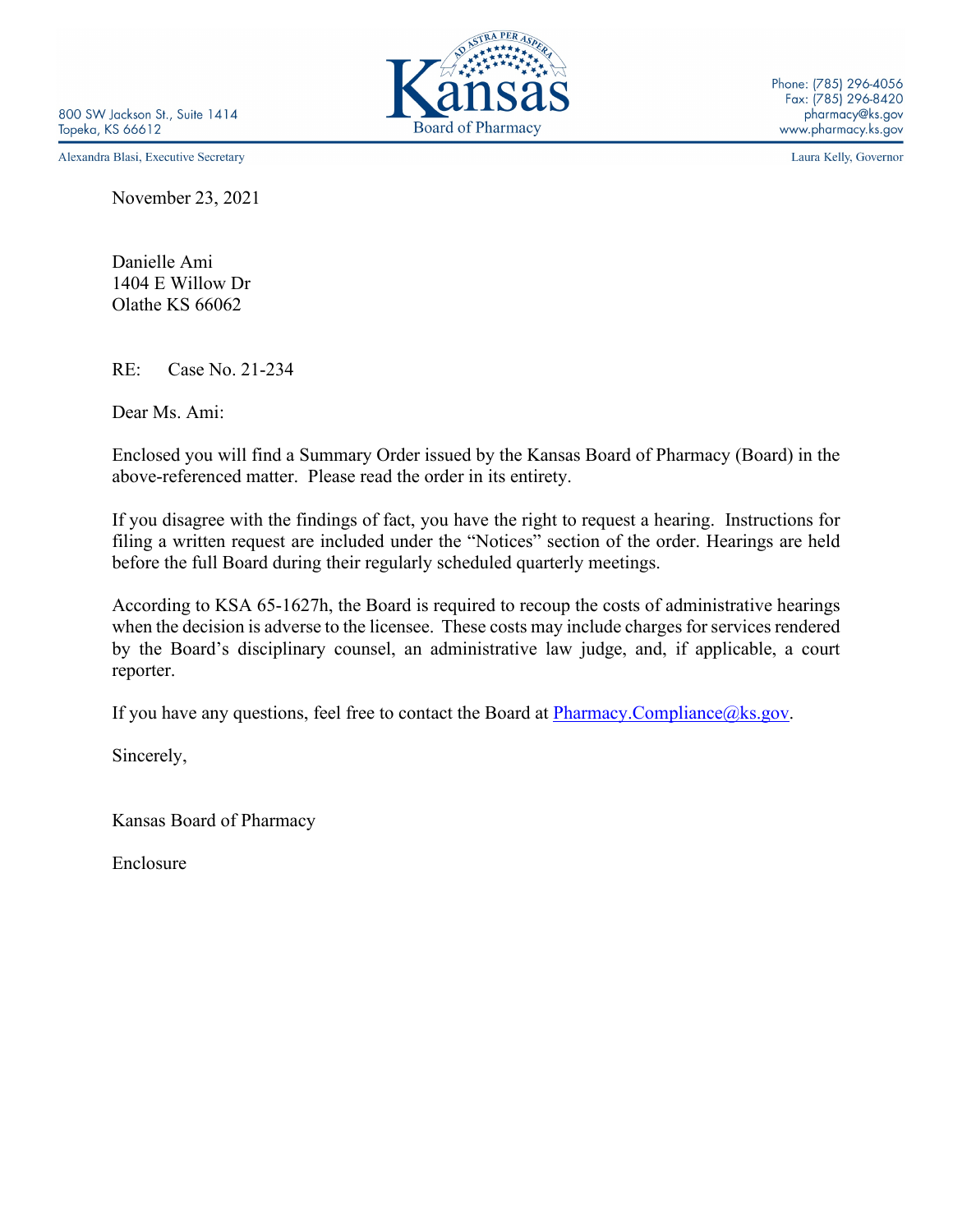800 SW Jackson St., Suite 1414
Topeka, KS 66612

Kansas Board of Pharmacy

Phone: (785) 296-4056
Fax: (785) 296-8420
pharmacy@ks.gov
www.pharmacy.ks.gov

Alexandra Blasi, Executive Secretary

Laura Kelly, Governor

November 23, 2021

Danielle Ami
1404 E Willow Dr
Olathe KS 66062

RE: Case No. 21-234

Dear Ms. Ami:

Enclosed you will find a Summary Order issued by the Kansas Board of Pharmacy (Board) in the above-referenced matter. Please read the order in its entirety.

If you disagree with the findings of fact, you have the right to request a hearing. Instructions for filing a written request are included under the "Notices" section of the order. Hearings are held before the full Board during their regularly scheduled quarterly meetings.

According to KSA 65-1627h, the Board is required to recoup the costs of administrative hearings when the decision is adverse to the licensee. These costs may include charges for services rendered by the Board's disciplinary counsel, an administrative law judge, and, if applicable, a court reporter.

If you have any questions, feel free to contact the Board at Pharmacy.Compliance@ks.gov.

Sincerely,

Kansas Board of Pharmacy

Enclosure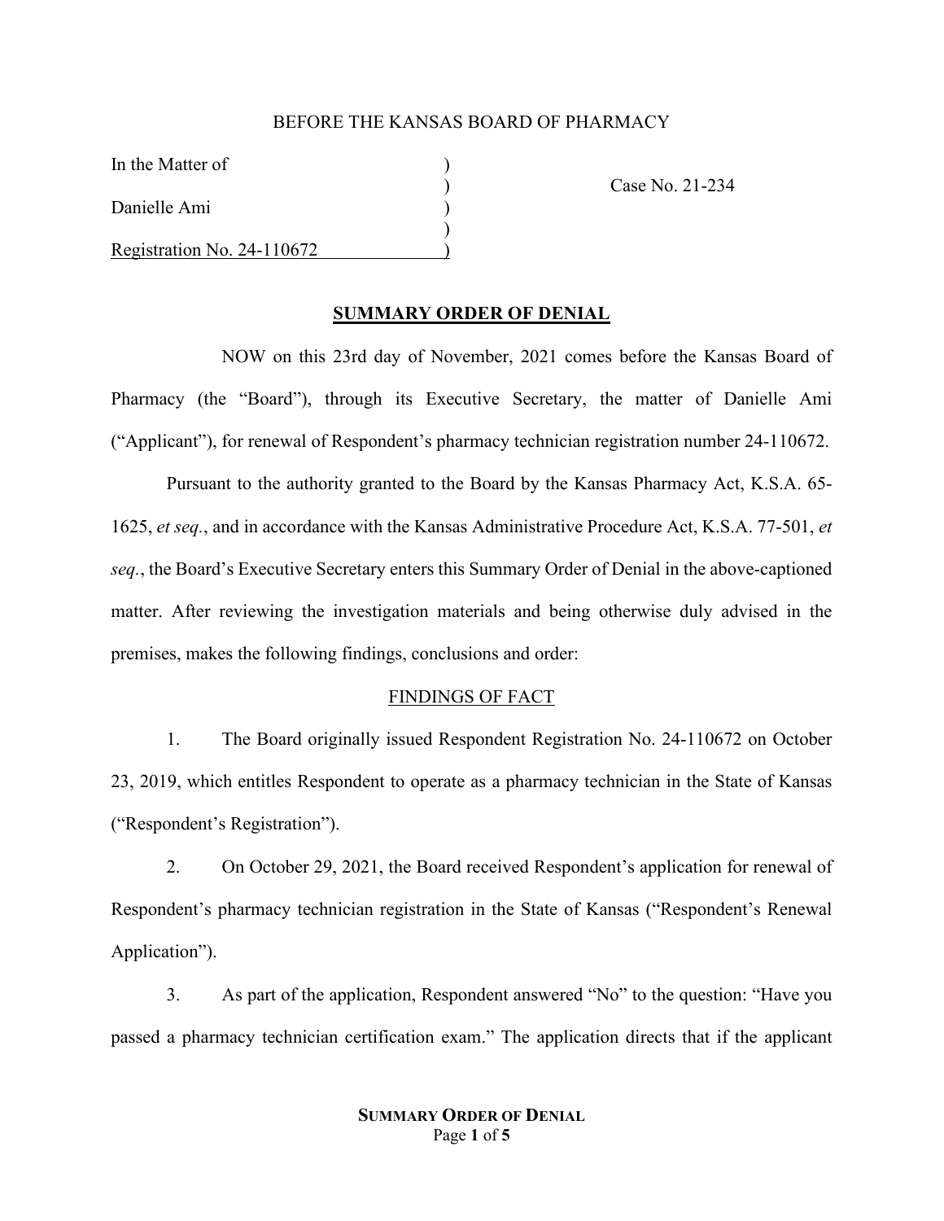BEFORE THE KANSAS BOARD OF PHARMACY

| | | |
|---|---|---|
| In the Matter of | ) | |
| | ) | Case No. 21-234 |
| Danielle Ami | ) | |
| | ) | |
| Registration No. 24-110672 | ) | |

## **SUMMARY ORDER OF DENIAL**

NOW on this 23rd day of November, 2021 comes before the Kansas Board of Pharmacy (the "Board"), through its Executive Secretary, the matter of Danielle Ami ("Applicant"), for renewal of Respondent's pharmacy technician registration number 24-110672.

Pursuant to the authority granted to the Board by the Kansas Pharmacy Act, K.S.A. 65-1625, *et seq.*, and in accordance with the Kansas Administrative Procedure Act, K.S.A. 77-501, *et seq.*, the Board's Executive Secretary enters this Summary Order of Denial in the above-captioned matter. After reviewing the investigation materials and being otherwise duly advised in the premises, makes the following findings, conclusions and order:

### FINDINGS OF FACT

1. The Board originally issued Respondent Registration No. 24-110672 on October 23, 2019, which entitles Respondent to operate as a pharmacy technician in the State of Kansas ("Respondent's Registration").

2. On October 29, 2021, the Board received Respondent's application for renewal of Respondent's pharmacy technician registration in the State of Kansas ("Respondent's Renewal Application").

3. As part of the application, Respondent answered "No" to the question: "Have you passed a pharmacy technician certification exam." The application directs that if the applicant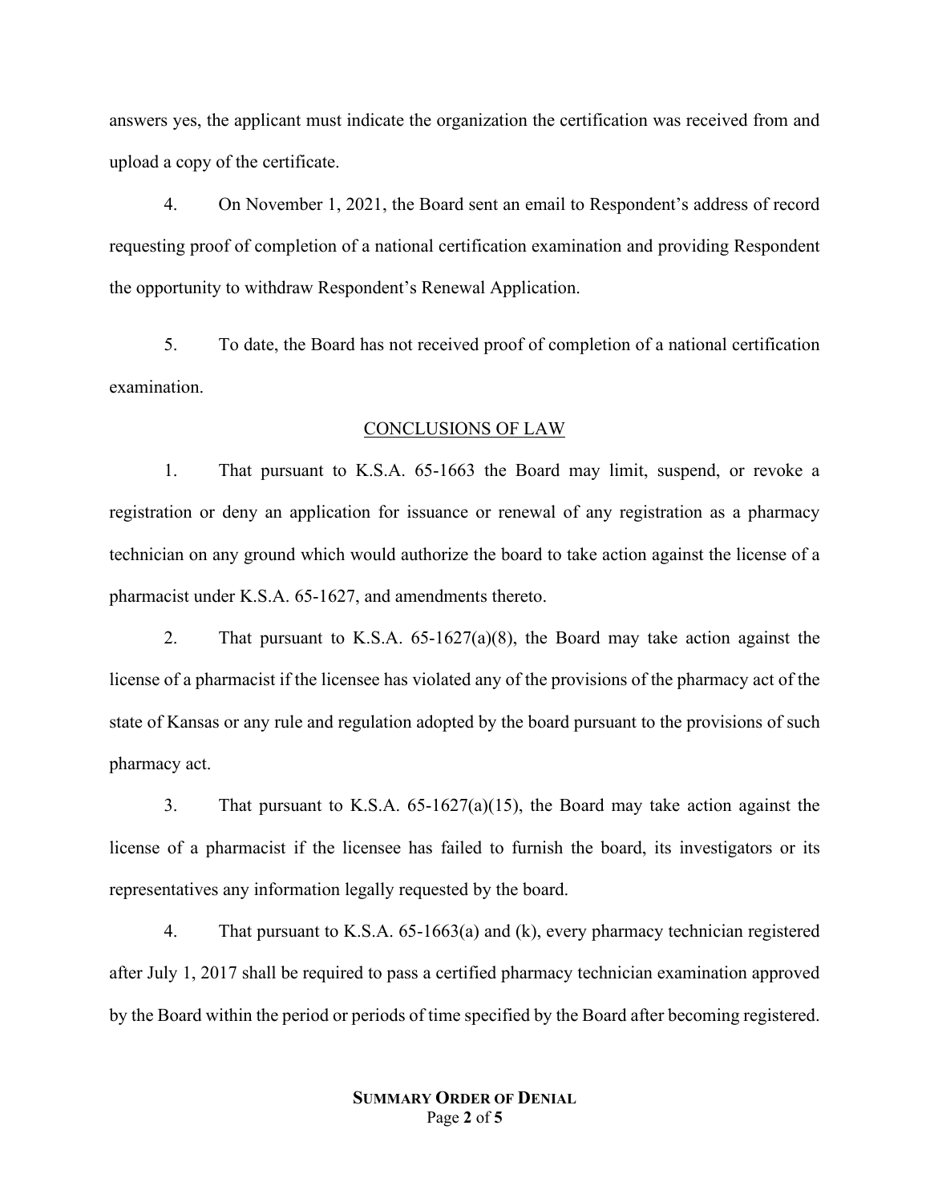answers yes, the applicant must indicate the organization the certification was received from and upload a copy of the certificate.

4. On November 1, 2021, the Board sent an email to Respondent's address of record requesting proof of completion of a national certification examination and providing Respondent the opportunity to withdraw Respondent's Renewal Application.

5. To date, the Board has not received proof of completion of a national certification examination.

## CONCLUSIONS OF LAW

1. That pursuant to K.S.A. 65-1663 the Board may limit, suspend, or revoke a registration or deny an application for issuance or renewal of any registration as a pharmacy technician on any ground which would authorize the board to take action against the license of a pharmacist under K.S.A. 65-1627, and amendments thereto.

2. That pursuant to K.S.A. 65-1627(a)(8), the Board may take action against the license of a pharmacist if the licensee has violated any of the provisions of the pharmacy act of the state of Kansas or any rule and regulation adopted by the board pursuant to the provisions of such pharmacy act.

3. That pursuant to K.S.A. 65-1627(a)(15), the Board may take action against the license of a pharmacist if the licensee has failed to furnish the board, its investigators or its representatives any information legally requested by the board.

4. That pursuant to K.S.A. 65-1663(a) and (k), every pharmacy technician registered after July 1, 2017 shall be required to pass a certified pharmacy technician examination approved by the Board within the period or periods of time specified by the Board after becoming registered.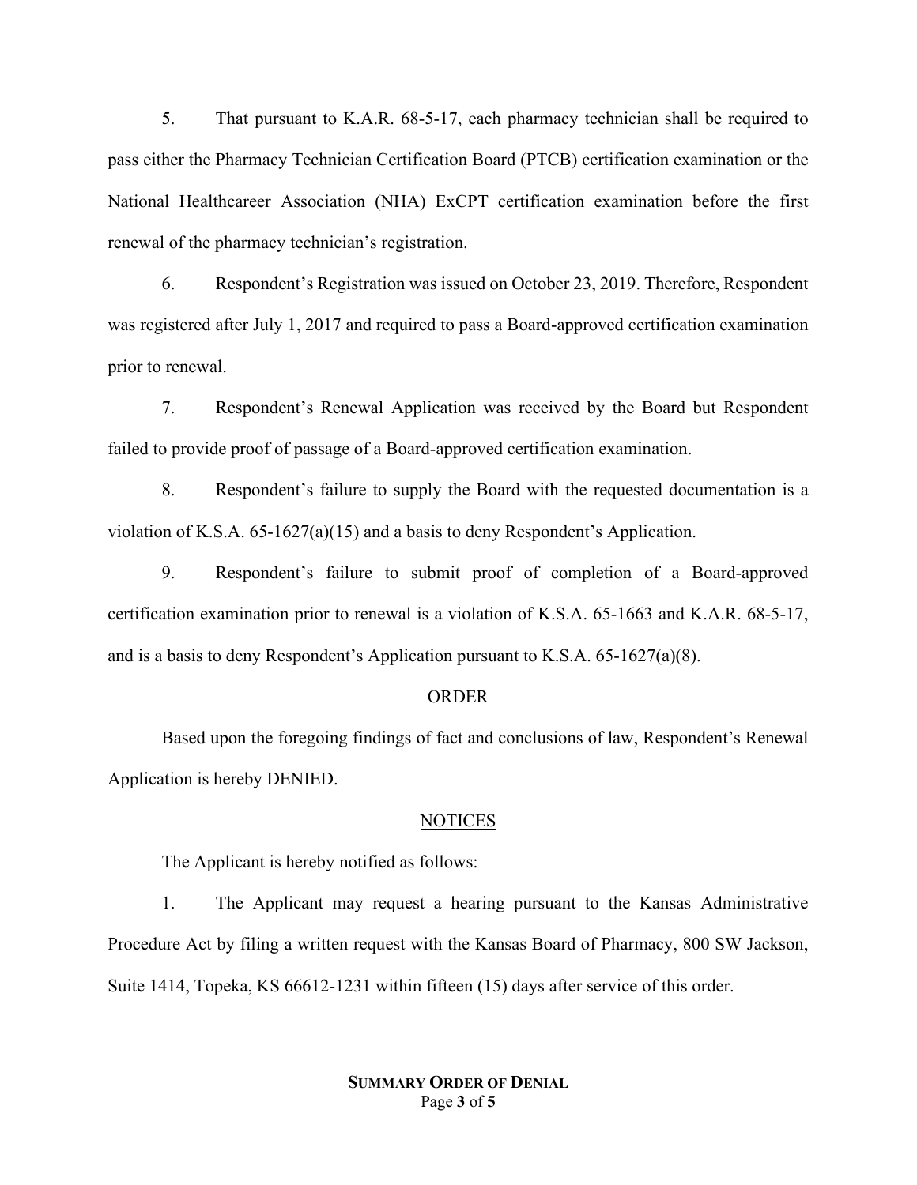5. That pursuant to K.A.R. 68-5-17, each pharmacy technician shall be required to pass either the Pharmacy Technician Certification Board (PTCB) certification examination or the National Healthcareer Association (NHA) ExCPT certification examination before the first renewal of the pharmacy technician's registration.

6. Respondent's Registration was issued on October 23, 2019. Therefore, Respondent was registered after July 1, 2017 and required to pass a Board-approved certification examination prior to renewal.

7. Respondent's Renewal Application was received by the Board but Respondent failed to provide proof of passage of a Board-approved certification examination.

8. Respondent's failure to supply the Board with the requested documentation is a violation of K.S.A. 65-1627(a)(15) and a basis to deny Respondent's Application.

9. Respondent's failure to submit proof of completion of a Board-approved certification examination prior to renewal is a violation of K.S.A. 65-1663 and K.A.R. 68-5-17, and is a basis to deny Respondent's Application pursuant to K.S.A. 65-1627(a)(8).

## ORDER

Based upon the foregoing findings of fact and conclusions of law, Respondent's Renewal Application is hereby DENIED.

## NOTICES

The Applicant is hereby notified as follows:

1. The Applicant may request a hearing pursuant to the Kansas Administrative Procedure Act by filing a written request with the Kansas Board of Pharmacy, 800 SW Jackson, Suite 1414, Topeka, KS 66612-1231 within fifteen (15) days after service of this order.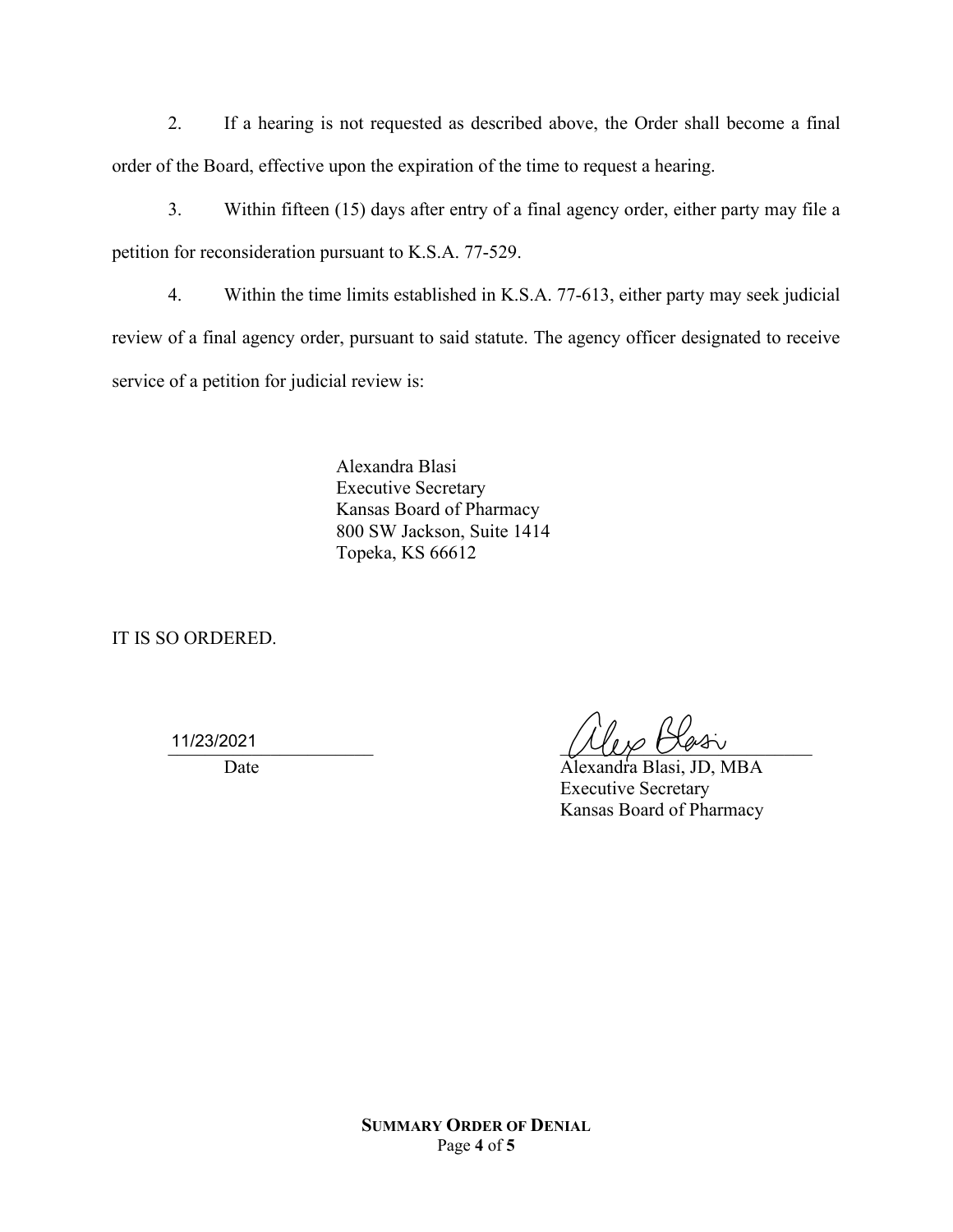2. If a hearing is not requested as described above, the Order shall become a final order of the Board, effective upon the expiration of the time to request a hearing.

3. Within fifteen (15) days after entry of a final agency order, either party may file a petition for reconsideration pursuant to K.S.A. 77-529.

4. Within the time limits established in K.S.A. 77-613, either party may seek judicial review of a final agency order, pursuant to said statute. The agency officer designated to receive service of a petition for judicial review is:

Alexandra Blasi
Executive Secretary
Kansas Board of Pharmacy
800 SW Jackson, Suite 1414
Topeka, KS 66612

IT IS SO ORDERED.

11/23/2021
Date

Alexandra Blasi, JD, MBA
Executive Secretary
Kansas Board of Pharmacy

**SUMMARY ORDER OF DENIAL**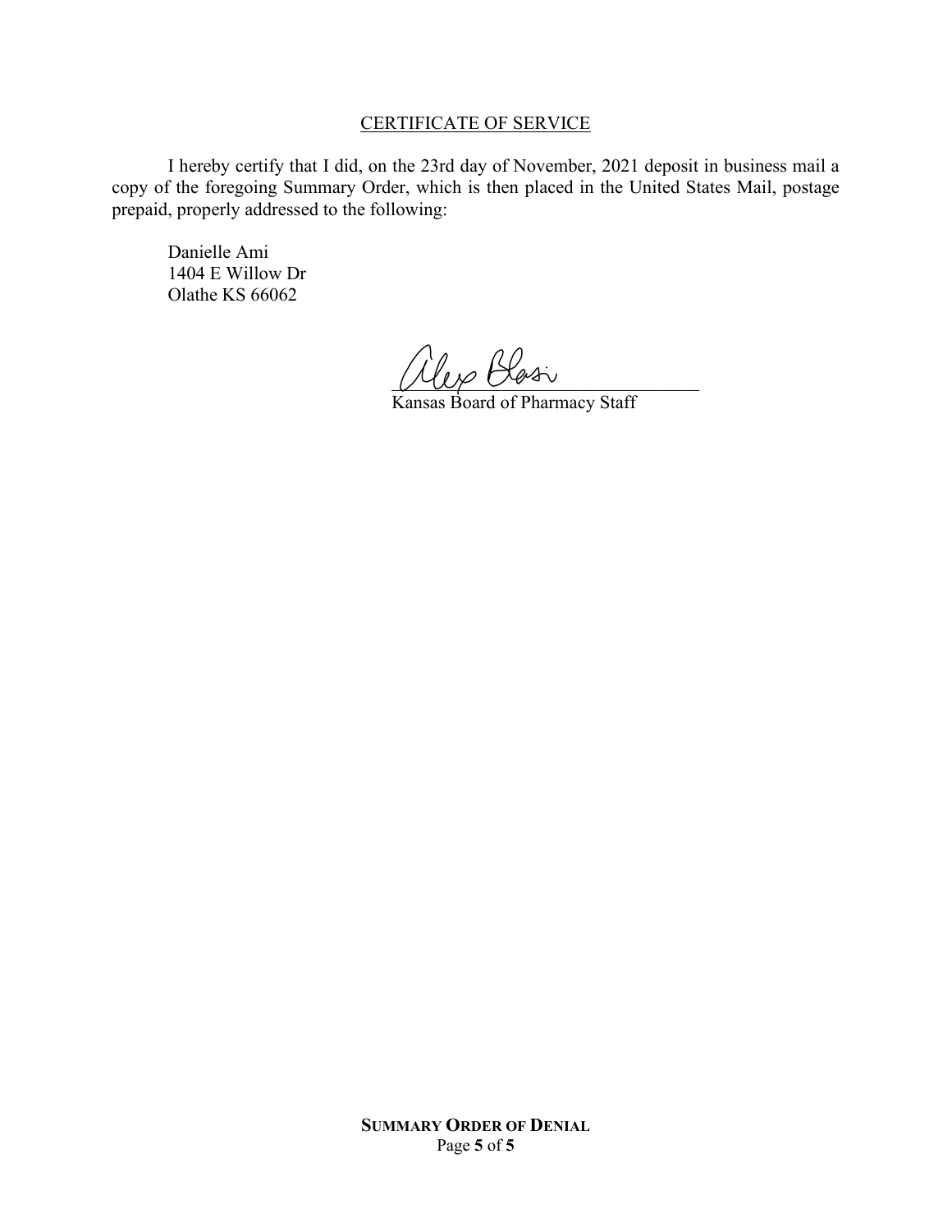## CERTIFICATE OF SERVICE

I hereby certify that I did, on the 23rd day of November, 2021 deposit in business mail a copy of the foregoing Summary Order, which is then placed in the United States Mail, postage prepaid, properly addressed to the following:

Danielle Ami
1404 E Willow Dr
Olathe KS 66062

Alex Blasi
_______________________________
Kansas Board of Pharmacy Staff

**SUMMARY ORDER OF DENIAL**